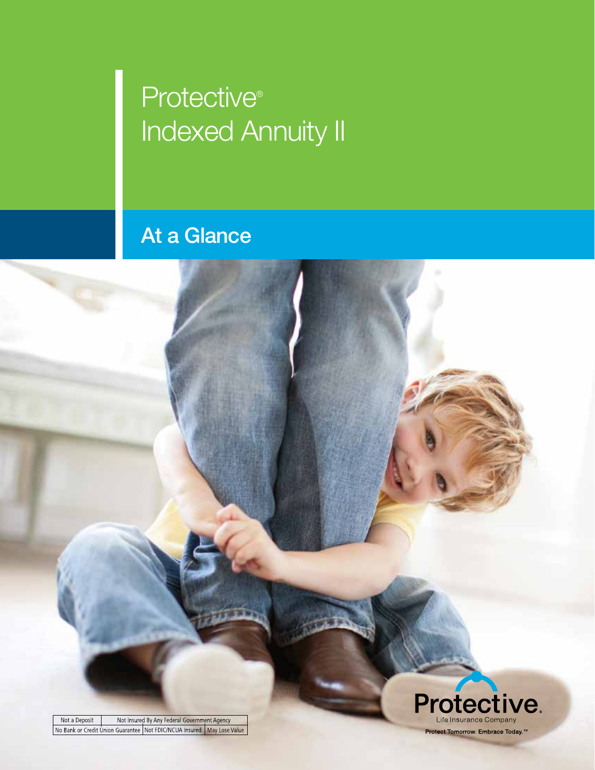# Protective® Indexed Annuity II

## At a Glance

| Not a Deposit | Not Insured By Any Federal Government Agency | |
|---|---|---|
| No Bank or Credit Union Guarantee | Not FDIC/NCUA Insured | May Lose Value |

Protective. Life Insurance Company

Protect Tomorrow. Embrace Today.™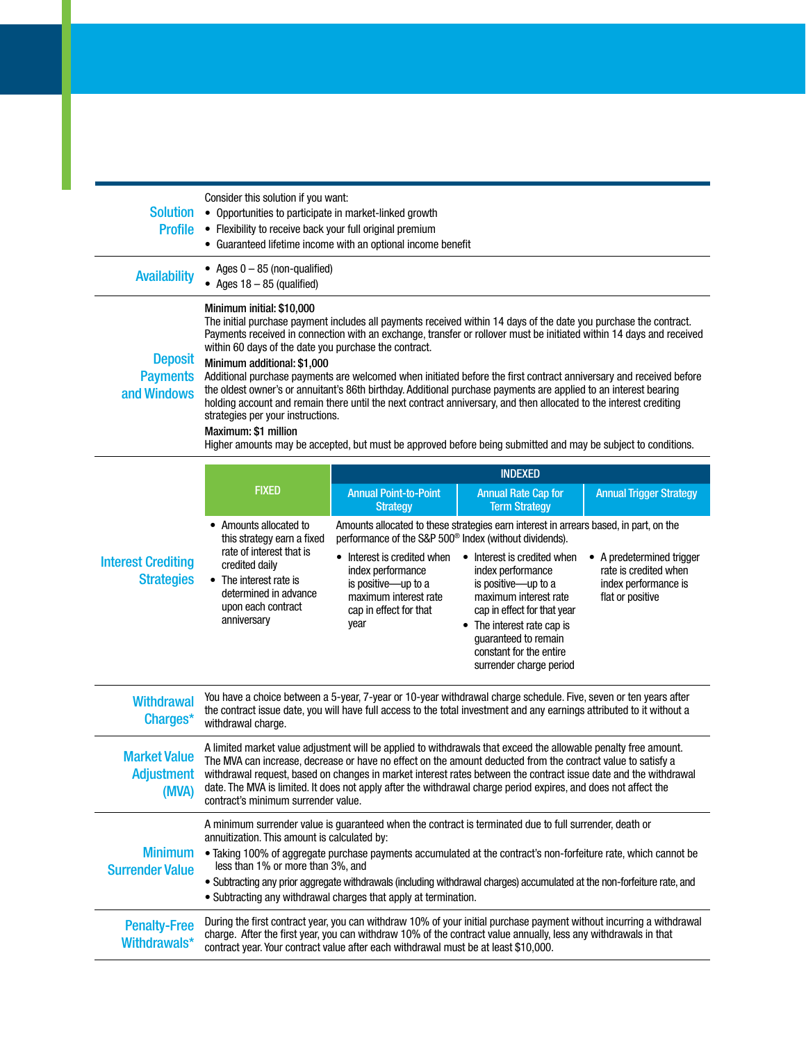## Solution Profile

Consider this solution if you want:

- Opportunities to participate in market-linked growth
- Flexibility to receive back your full original premium
- Guaranteed lifetime income with an optional income benefit

## Availability

- Ages 0 – 85 (non-qualified)
- Ages 18 – 85 (qualified)

## Deposit Payments and Windows

**Minimum initial: $10,000**

The initial purchase payment includes all payments received within 14 days of the date you purchase the contract. Payments received in connection with an exchange, transfer or rollover must be initiated within 14 days and received within 60 days of the date you purchase the contract.

**Minimum additional: $1,000**

Additional purchase payments are welcomed when initiated before the first contract anniversary and received before the oldest owner's or annuitant's 86th birthday. Additional purchase payments are applied to an interest bearing holding account and remain there until the next contract anniversary, and then allocated to the interest crediting strategies per your instructions.

**Maximum: $1 million**

Higher amounts may be accepted, but must be approved before being submitted and may be subject to conditions.

## Interest Crediting Strategies

| FIXED | INDEXED | | |
|---|---|---|---|
| | Annual Point-to-Point Strategy | Annual Rate Cap for Term Strategy | Annual Trigger Strategy |
| • Amounts allocated to this strategy earn a fixed rate of interest that is credited daily<br>• The interest rate is determined in advance upon each contract anniversary | Amounts allocated to these strategies earn interest in arrears based, in part, on the performance of the S&P 500® Index (without dividends).<br>• Interest is credited when index performance is positive—up to a maximum interest rate cap in effect for that year | • Interest is credited when index performance is positive—up to a maximum interest rate cap in effect for that year<br>• The interest rate cap is guaranteed to remain constant for the entire surrender charge period | • A predetermined trigger rate is credited when index performance is flat or positive |

## Withdrawal Charges*

You have a choice between a 5-year, 7-year or 10-year withdrawal charge schedule. Five, seven or ten years after the contract issue date, you will have full access to the total investment and any earnings attributed to it without a withdrawal charge.

## Market Value Adjustment (MVA)

A limited market value adjustment will be applied to withdrawals that exceed the allowable penalty free amount. The MVA can increase, decrease or have no effect on the amount deducted from the contract value to satisfy a withdrawal request, based on changes in market interest rates between the contract issue date and the withdrawal date. The MVA is limited. It does not apply after the withdrawal charge period expires, and does not affect the contract's minimum surrender value.

## Minimum Surrender Value

A minimum surrender value is guaranteed when the contract is terminated due to full surrender, death or annuitization. This amount is calculated by:

- Taking 100% of aggregate purchase payments accumulated at the contract's non-forfeiture rate, which cannot be less than 1% or more than 3%, and
- Subtracting any prior aggregate withdrawals (including withdrawal charges) accumulated at the non-forfeiture rate, and
- Subtracting any withdrawal charges that apply at termination.

## Penalty-Free Withdrawals*

During the first contract year, you can withdraw 10% of your initial purchase payment without incurring a withdrawal charge. After the first year, you can withdraw 10% of the contract value annually, less any withdrawals in that contract year. Your contract value after each withdrawal must be at least $10,000.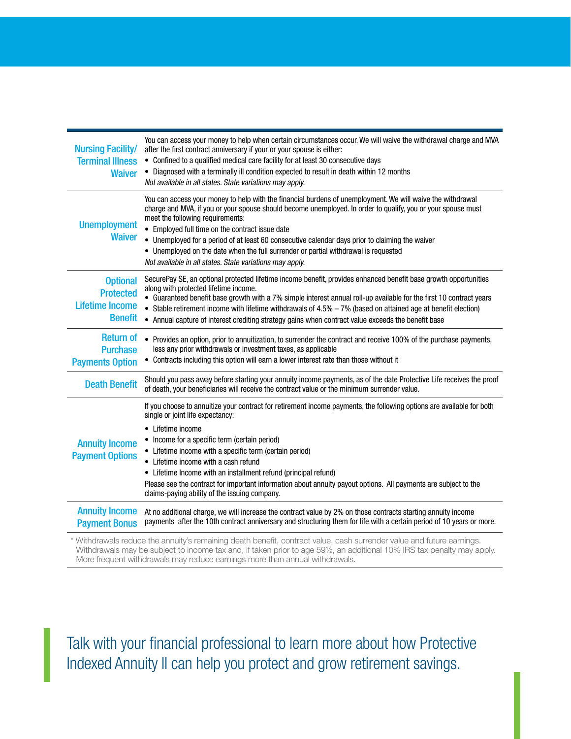| | |
|---|---|
| **Nursing Facility/ Terminal Illness Waiver** | You can access your money to help when certain circumstances occur. We will waive the withdrawal charge and MVA after the first contract anniversary if your or your spouse is either:<br>• Confined to a qualified medical care facility for at least 30 consecutive days<br>• Diagnosed with a terminally ill condition expected to result in death within 12 months<br>*Not available in all states. State variations may apply.* |
| **Unemployment Waiver** | You can access your money to help with the financial burdens of unemployment. We will waive the withdrawal charge and MVA, if you or your spouse should become unemployed. In order to qualify, you or your spouse must meet the following requirements:<br>• Employed full time on the contract issue date<br>• Unemployed for a period of at least 60 consecutive calendar days prior to claiming the waiver<br>• Unemployed on the date when the full surrender or partial withdrawal is requested<br>*Not available in all states. State variations may apply.* |
| **Optional Protected Lifetime Income Benefit** | SecurePay SE, an optional protected lifetime income benefit, provides enhanced benefit base growth opportunities along with protected lifetime income.<br>• Guaranteed benefit base growth with a 7% simple interest annual roll-up available for the first 10 contract years<br>• Stable retirement income with lifetime withdrawals of 4.5% – 7% (based on attained age at benefit election)<br>• Annual capture of interest crediting strategy gains when contract value exceeds the benefit base |
| **Return of Purchase Payments Option** | • Provides an option, prior to annuitization, to surrender the contract and receive 100% of the purchase payments, less any prior withdrawals or investment taxes, as applicable<br>• Contracts including this option will earn a lower interest rate than those without it |
| **Death Benefit** | Should you pass away before starting your annuity income payments, as of the date Protective Life receives the proof of death, your beneficiaries will receive the contract value or the minimum surrender value. |
| **Annuity Income Payment Options** | If you choose to annuitize your contract for retirement income payments, the following options are available for both single or joint life expectancy:<br>• Lifetime income<br>• Income for a specific term (certain period)<br>• Lifetime income with a specific term (certain period)<br>• Lifetime income with a cash refund<br>• Lifetime Income with an installment refund (principal refund)<br>Please see the contract for important information about annuity payout options. All payments are subject to the claims-paying ability of the issuing company. |
| **Annuity Income Payment Bonus** | At no additional charge, we will increase the contract value by 2% on those contracts starting annuity income payments after the 10th contract anniversary and structuring them for life with a certain period of 10 years or more. |

* Withdrawals reduce the annuity's remaining death benefit, contract value, cash surrender value and future earnings. Withdrawals may be subject to income tax and, if taken prior to age 59½, an additional 10% IRS tax penalty may apply. More frequent withdrawals may reduce earnings more than annual withdrawals.

Talk with your financial professional to learn more about how Protective Indexed Annuity II can help you protect and grow retirement savings.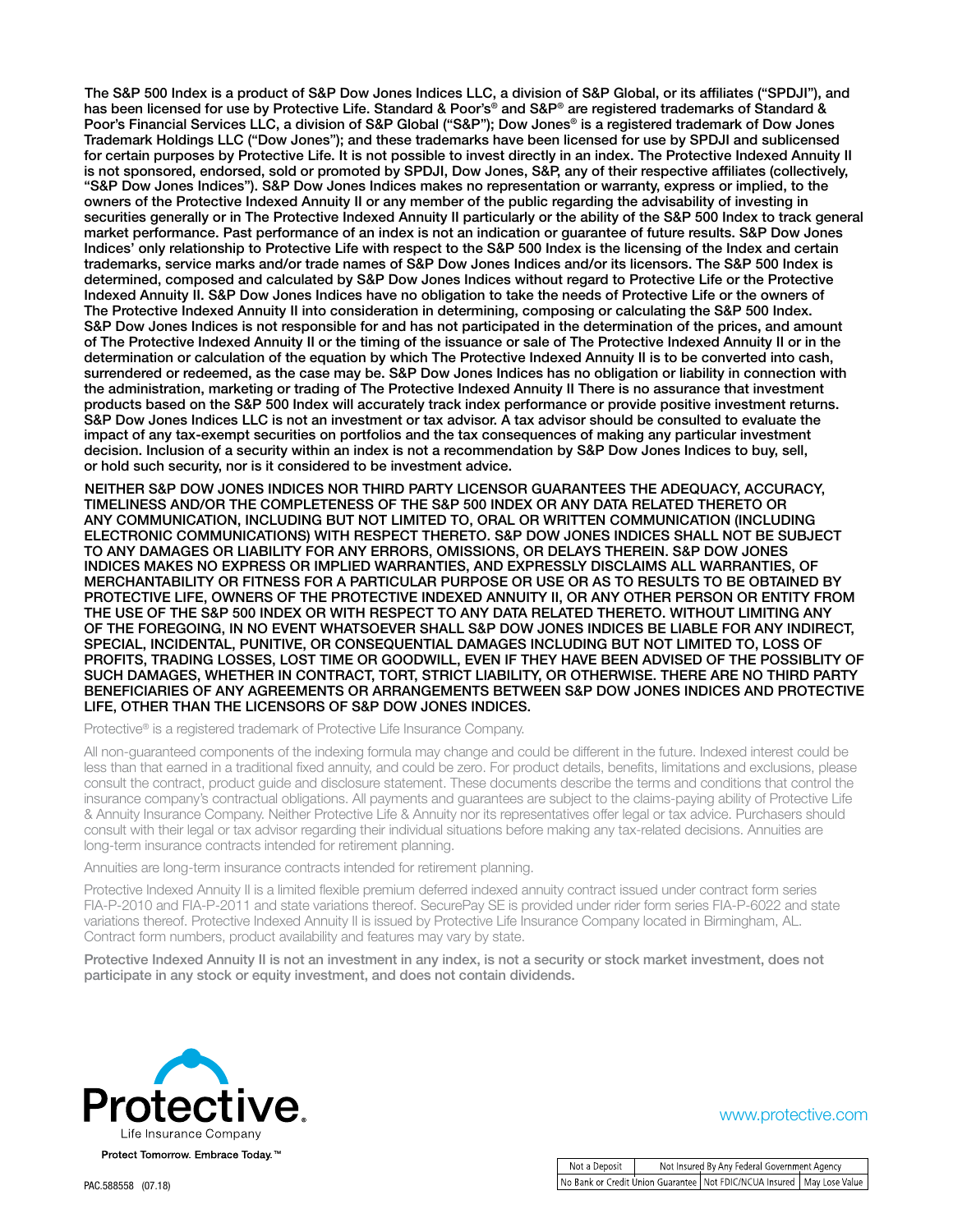The S&P 500 Index is a product of S&P Dow Jones Indices LLC, a division of S&P Global, or its affiliates ("SPDJI"), and has been licensed for use by Protective Life. Standard & Poor's® and S&P® are registered trademarks of Standard & Poor's Financial Services LLC, a division of S&P Global ("S&P"); Dow Jones® is a registered trademark of Dow Jones Trademark Holdings LLC ("Dow Jones"); and these trademarks have been licensed for use by SPDJI and sublicensed for certain purposes by Protective Life. It is not possible to invest directly in an index. The Protective Indexed Annuity II is not sponsored, endorsed, sold or promoted by SPDJI, Dow Jones, S&P, any of their respective affiliates (collectively, "S&P Dow Jones Indices"). S&P Dow Jones Indices makes no representation or warranty, express or implied, to the owners of the Protective Indexed Annuity II or any member of the public regarding the advisability of investing in securities generally or in The Protective Indexed Annuity II particularly or the ability of the S&P 500 Index to track general market performance. Past performance of an index is not an indication or guarantee of future results. S&P Dow Jones Indices' only relationship to Protective Life with respect to the S&P 500 Index is the licensing of the Index and certain trademarks, service marks and/or trade names of S&P Dow Jones Indices and/or its licensors. The S&P 500 Index is determined, composed and calculated by S&P Dow Jones Indices without regard to Protective Life or the Protective Indexed Annuity II. S&P Dow Jones Indices have no obligation to take the needs of Protective Life or the owners of The Protective Indexed Annuity II into consideration in determining, composing or calculating the S&P 500 Index. S&P Dow Jones Indices is not responsible for and has not participated in the determination of the prices, and amount of The Protective Indexed Annuity II or the timing of the issuance or sale of The Protective Indexed Annuity II or in the determination or calculation of the equation by which The Protective Indexed Annuity II is to be converted into cash, surrendered or redeemed, as the case may be. S&P Dow Jones Indices has no obligation or liability in connection with the administration, marketing or trading of The Protective Indexed Annuity II There is no assurance that investment products based on the S&P 500 Index will accurately track index performance or provide positive investment returns. S&P Dow Jones Indices LLC is not an investment or tax advisor. A tax advisor should be consulted to evaluate the impact of any tax-exempt securities on portfolios and the tax consequences of making any particular investment decision. Inclusion of a security within an index is not a recommendation by S&P Dow Jones Indices to buy, sell, or hold such security, nor is it considered to be investment advice.

NEITHER S&P DOW JONES INDICES NOR THIRD PARTY LICENSOR GUARANTEES THE ADEQUACY, ACCURACY, TIMELINESS AND/OR THE COMPLETENESS OF THE S&P 500 INDEX OR ANY DATA RELATED THERETO OR ANY COMMUNICATION, INCLUDING BUT NOT LIMITED TO, ORAL OR WRITTEN COMMUNICATION (INCLUDING ELECTRONIC COMMUNICATIONS) WITH RESPECT THERETO. S&P DOW JONES INDICES SHALL NOT BE SUBJECT TO ANY DAMAGES OR LIABILITY FOR ANY ERRORS, OMISSIONS, OR DELAYS THEREIN. S&P DOW JONES INDICES MAKES NO EXPRESS OR IMPLIED WARRANTIES, AND EXPRESSLY DISCLAIMS ALL WARRANTIES, OF MERCHANTABILITY OR FITNESS FOR A PARTICULAR PURPOSE OR USE OR AS TO RESULTS TO BE OBTAINED BY PROTECTIVE LIFE, OWNERS OF THE PROTECTIVE INDEXED ANNUITY II, OR ANY OTHER PERSON OR ENTITY FROM THE USE OF THE S&P 500 INDEX OR WITH RESPECT TO ANY DATA RELATED THERETO. WITHOUT LIMITING ANY OF THE FOREGOING, IN NO EVENT WHATSOEVER SHALL S&P DOW JONES INDICES BE LIABLE FOR ANY INDIRECT, SPECIAL, INCIDENTAL, PUNITIVE, OR CONSEQUENTIAL DAMAGES INCLUDING BUT NOT LIMITED TO, LOSS OF PROFITS, TRADING LOSSES, LOST TIME OR GOODWILL, EVEN IF THEY HAVE BEEN ADVISED OF THE POSSIBLITY OF SUCH DAMAGES, WHETHER IN CONTRACT, TORT, STRICT LIABILITY, OR OTHERWISE. THERE ARE NO THIRD PARTY BENEFICIARIES OF ANY AGREEMENTS OR ARRANGEMENTS BETWEEN S&P DOW JONES INDICES AND PROTECTIVE LIFE, OTHER THAN THE LICENSORS OF S&P DOW JONES INDICES.

Protective® is a registered trademark of Protective Life Insurance Company.

All non-guaranteed components of the indexing formula may change and could be different in the future. Indexed interest could be less than that earned in a traditional fixed annuity, and could be zero. For product details, benefits, limitations and exclusions, please consult the contract, product guide and disclosure statement. These documents describe the terms and conditions that control the insurance company's contractual obligations. All payments and guarantees are subject to the claims-paying ability of Protective Life & Annuity Insurance Company. Neither Protective Life & Annuity nor its representatives offer legal or tax advice. Purchasers should consult with their legal or tax advisor regarding their individual situations before making any tax-related decisions. Annuities are long-term insurance contracts intended for retirement planning.

Annuities are long-term insurance contracts intended for retirement planning.

Protective Indexed Annuity II is a limited flexible premium deferred indexed annuity contract issued under contract form series FIA-P-2010 and FIA-P-2011 and state variations thereof. SecurePay SE is provided under rider form series FIA-P-6022 and state variations thereof. Protective Indexed Annuity II is issued by Protective Life Insurance Company located in Birmingham, AL. Contract form numbers, product availability and features may vary by state.

**Protective Indexed Annuity II is not an investment in any index, is not a security or stock market investment, does not participate in any stock or equity investment, and does not contain dividends.**

Protective. Life Insurance Company

Protect Tomorrow. Embrace Today.™

www.protective.com

| | | |
|---|---|---|
| Not a Deposit | Not Insured By Any Federal Government Agency | |
| No Bank or Credit Union Guarantee | Not FDIC/NCUA Insured | May Lose Value |

PAC.588558 (07.18)